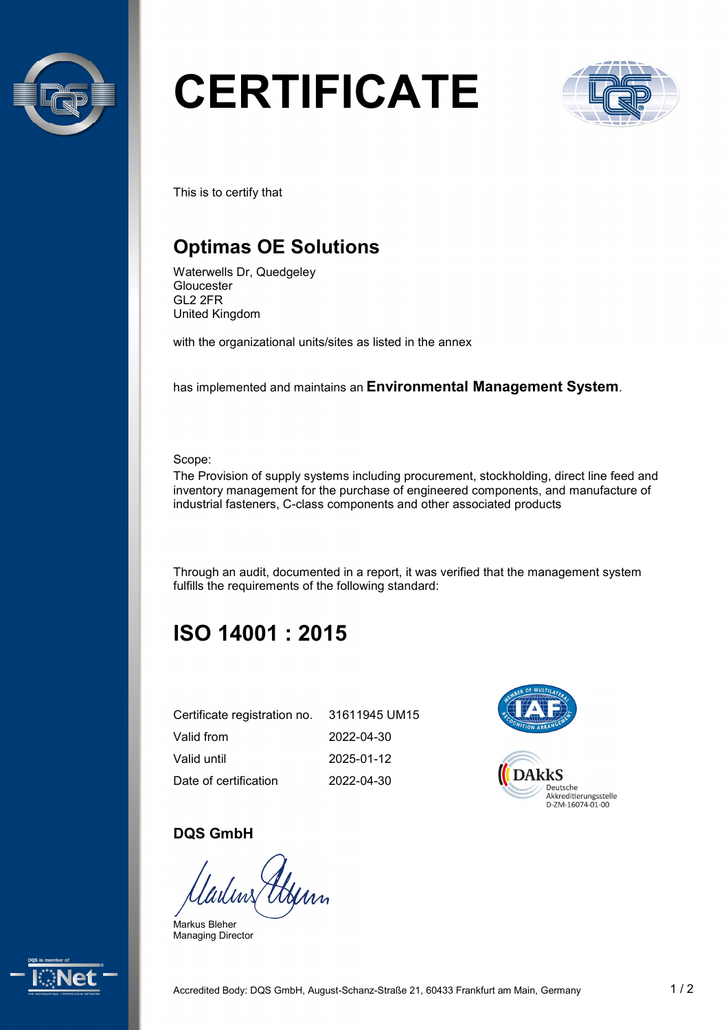# CERTIFICATE

This is to certify that

## Optimas OE Solutions

Waterwells Dr, Quedgeley
Gloucester
GL2 2FR
United Kingdom

with the organizational units/sites as listed in the annex

has implemented and maintains an **Environmental Management System**.

Scope:
The Provision of supply systems including procurement, stockholding, direct line feed and inventory management for the purchase of engineered components, and manufacture of industrial fasteners, C-class components and other associated products

Through an audit, documented in a report, it was verified that the management system fulfills the requirements of the following standard:

## ISO 14001 : 2015

| | |
|---|---|
| Certificate registration no. | 31611945 UM15 |
| Valid from | 2022-04-30 |
| Valid until | 2025-01-12 |
| Date of certification | 2022-04-30 |

DAkkS
Deutsche
Akkreditierungsstelle
D-ZM-16074-01-00

**DQS GmbH**

Markus Bleher
Managing Director

Accredited Body: DQS GmbH, August-Schanz-Straße 21, 60433 Frankfurt am Main, Germany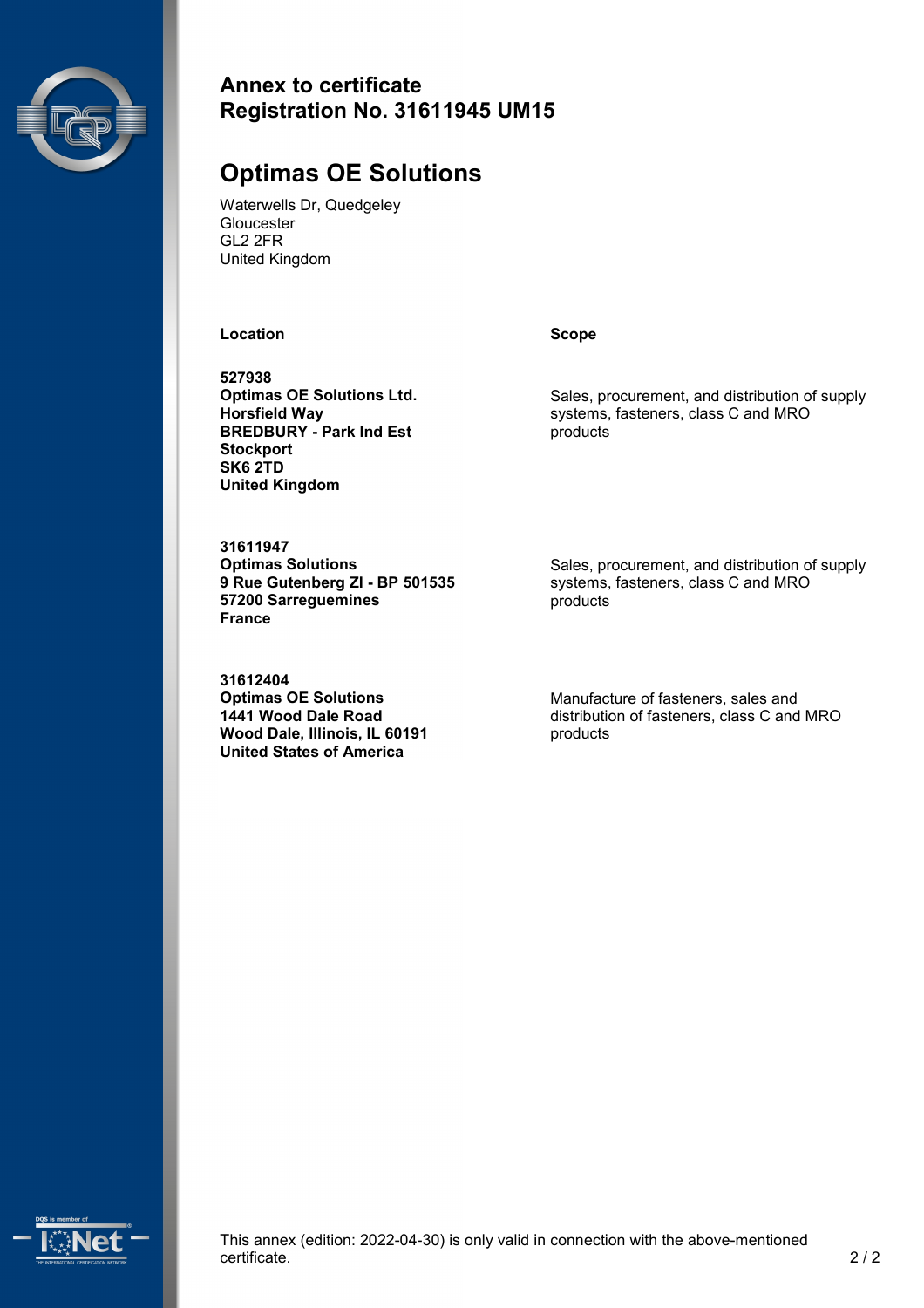# Annex to certificate
# Registration No. 31611945 UM15

## Optimas OE Solutions

Waterwells Dr, Quedgeley
Gloucester
GL2 2FR
United Kingdom

| Location | Scope |
| --- | --- |
| **527938**<br>**Optimas OE Solutions Ltd.**<br>**Horsfield Way**<br>**BREDBURY - Park Ind Est**<br>**Stockport**<br>**SK6 2TD**<br>**United Kingdom** | Sales, procurement, and distribution of supply systems, fasteners, class C and MRO products |
| **31611947**<br>**Optimas Solutions**<br>**9 Rue Gutenberg ZI - BP 501535**<br>**57200 Sarreguemines**<br>**France** | Sales, procurement, and distribution of supply systems, fasteners, class C and MRO products |
| **31612404**<br>**Optimas OE Solutions**<br>**1441 Wood Dale Road**<br>**Wood Dale, Illinois, IL 60191**<br>**United States of America** | Manufacture of fasteners, sales and distribution of fasteners, class C and MRO products |

This annex (edition: 2022-04-30) is only valid in connection with the above-mentioned certificate.